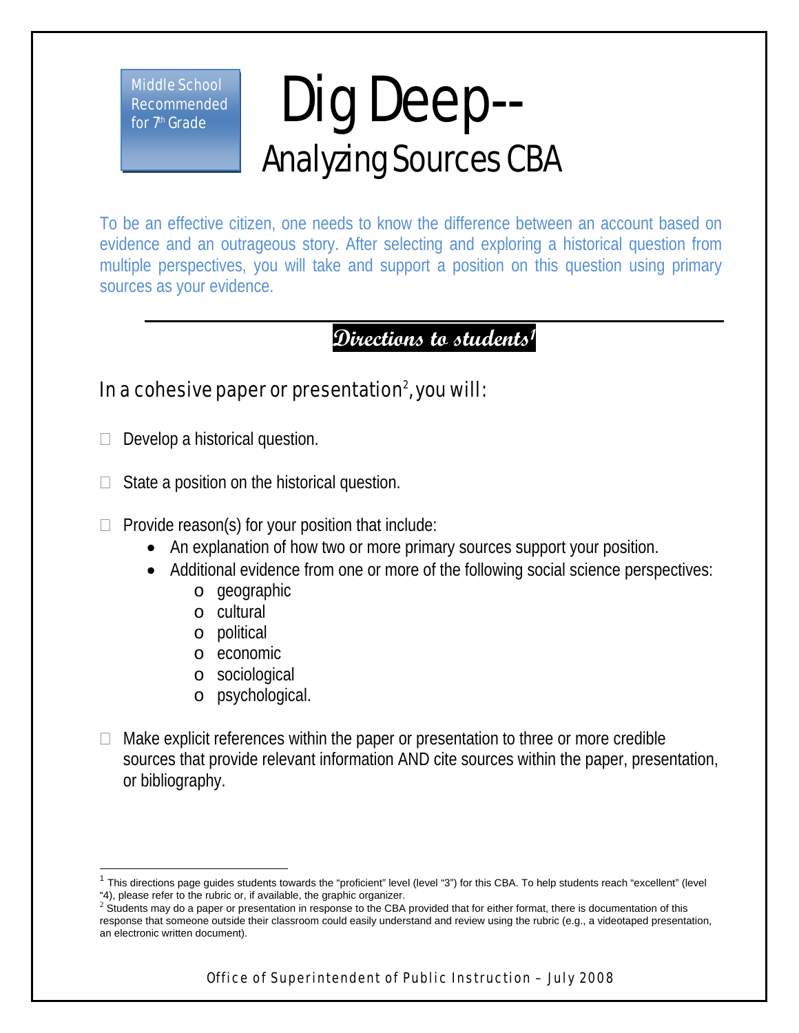Middle School Recommended for 7th Grade

# Dig Deep--

## Analyzing Sources CBA

To be an effective citizen, one needs to know the difference between an account based on evidence and an outrageous story. After selecting and exploring a historical question from multiple perspectives, you will take and support a position on this question using primary sources as your evidence.

### Directions to students[1]

In a cohesive paper or presentation[2], you will:

- ☐ Develop a historical question.
- ☐ State a position on the historical question.
- ☐ Provide reason(s) for your position that include:
  - An explanation of how two or more primary sources support your position.
  - Additional evidence from one or more of the following social science perspectives:
    - geographic
    - cultural
    - political
    - economic
    - sociological
    - psychological.
- ☐ Make explicit references within the paper or presentation to three or more credible sources that provide relevant information AND cite sources within the paper, presentation, or bibliography.

---

[1] This directions page guides students towards the "proficient" level (level "3") for this CBA. To help students reach "excellent" (level "4"), please refer to the rubric or, if available, the graphic organizer.

[2] Students may do a paper or presentation in response to the CBA provided that for either format, there is documentation of this response that someone outside their classroom could easily understand and review using the rubric (e.g., a videotaped presentation, an electronic written document).

Office of Superintendent of Public Instruction – July 2008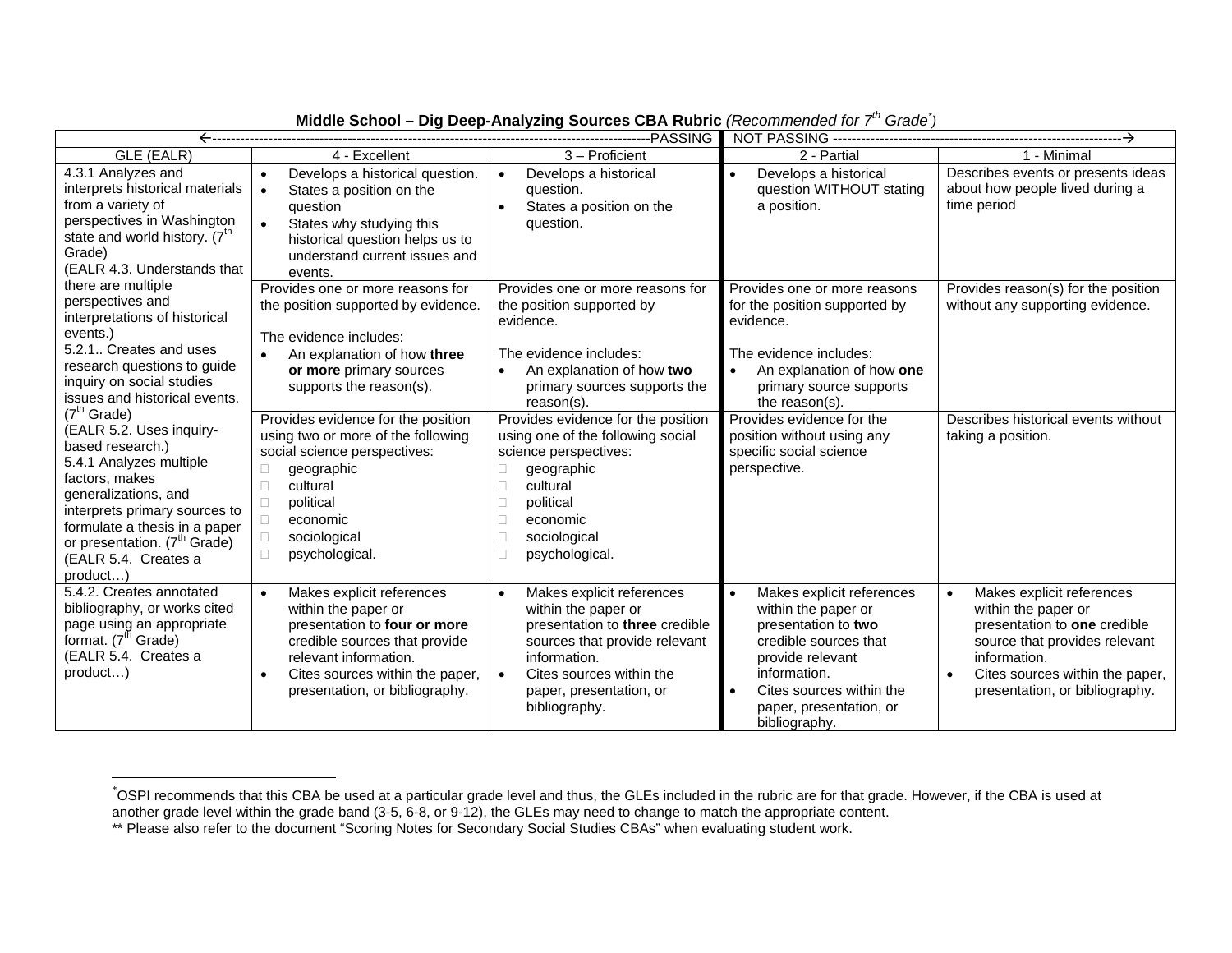**Middle School – Dig Deep-Analyzing Sources CBA Rubric** *(Recommended for 7th Grade*[*]*)*

| ←---PASSING | | | NOT PASSING ---→ | |
|---|---|---|---|---|
| GLE (EALR) | 4 - Excellent | 3 – Proficient | 2 - Partial | 1 - Minimal |
| 4.3.1 Analyzes and interprets historical materials from a variety of perspectives in Washington state and world history. (7th Grade)<br>(EALR 4.3. Understands that there are multiple perspectives and interpretations of historical events.)<br>5.2.1.. Creates and uses research questions to guide inquiry on social studies issues and historical events. (7th Grade)<br>(EALR 5.2. Uses inquiry-based research.)<br>5.4.1 Analyzes multiple factors, makes generalizations, and interprets primary sources to formulate a thesis in a paper or presentation. (7th Grade)<br>(EALR 5.4. Creates a product…) | • Develops a historical question.<br>• States a position on the question<br>• States why studying this historical question helps us to understand current issues and events. | • Develops a historical question.<br>• States a position on the question. | • Develops a historical question WITHOUT stating a position. | Describes events or presents ideas about how people lived during a time period |
| | Provides one or more reasons for the position supported by evidence.<br><br>The evidence includes:<br>• An explanation of how **three or more** primary sources supports the reason(s). | Provides one or more reasons for the position supported by evidence.<br><br>The evidence includes:<br>• An explanation of how **two** primary sources supports the reason(s). | Provides one or more reasons for the position supported by evidence.<br><br>The evidence includes:<br>• An explanation of how **one** primary source supports the reason(s). | Provides reason(s) for the position without any supporting evidence. |
| | Provides evidence for the position using two or more of the following social science perspectives:<br>□ geographic<br>□ cultural<br>□ political<br>□ economic<br>□ sociological<br>□ psychological. | Provides evidence for the position using one of the following social science perspectives:<br>□ geographic<br>□ cultural<br>□ political<br>□ economic<br>□ sociological<br>□ psychological. | Provides evidence for the position without using any specific social science perspective. | Describes historical events without taking a position. |
| 5.4.2. Creates annotated bibliography, or works cited page using an appropriate format. (7th Grade)<br>(EALR 5.4. Creates a product…) | • Makes explicit references within the paper or presentation to **four or more** credible sources that provide relevant information.<br>• Cites sources within the paper, presentation, or bibliography. | • Makes explicit references within the paper or presentation to **three** credible sources that provide relevant information.<br>• Cites sources within the paper, presentation, or bibliography. | • Makes explicit references within the paper or presentation to **two** credible sources that provide relevant information.<br>• Cites sources within the paper, presentation, or bibliography. | • Makes explicit references within the paper or presentation to **one** credible source that provides relevant information.<br>• Cites sources within the paper, presentation, or bibliography. |

[*]OSPI recommends that this CBA be used at a particular grade level and thus, the GLEs included in the rubric are for that grade. However, if the CBA is used at another grade level within the grade band (3-5, 6-8, or 9-12), the GLEs may need to change to match the appropriate content.

** Please also refer to the document "Scoring Notes for Secondary Social Studies CBAs" when evaluating student work.